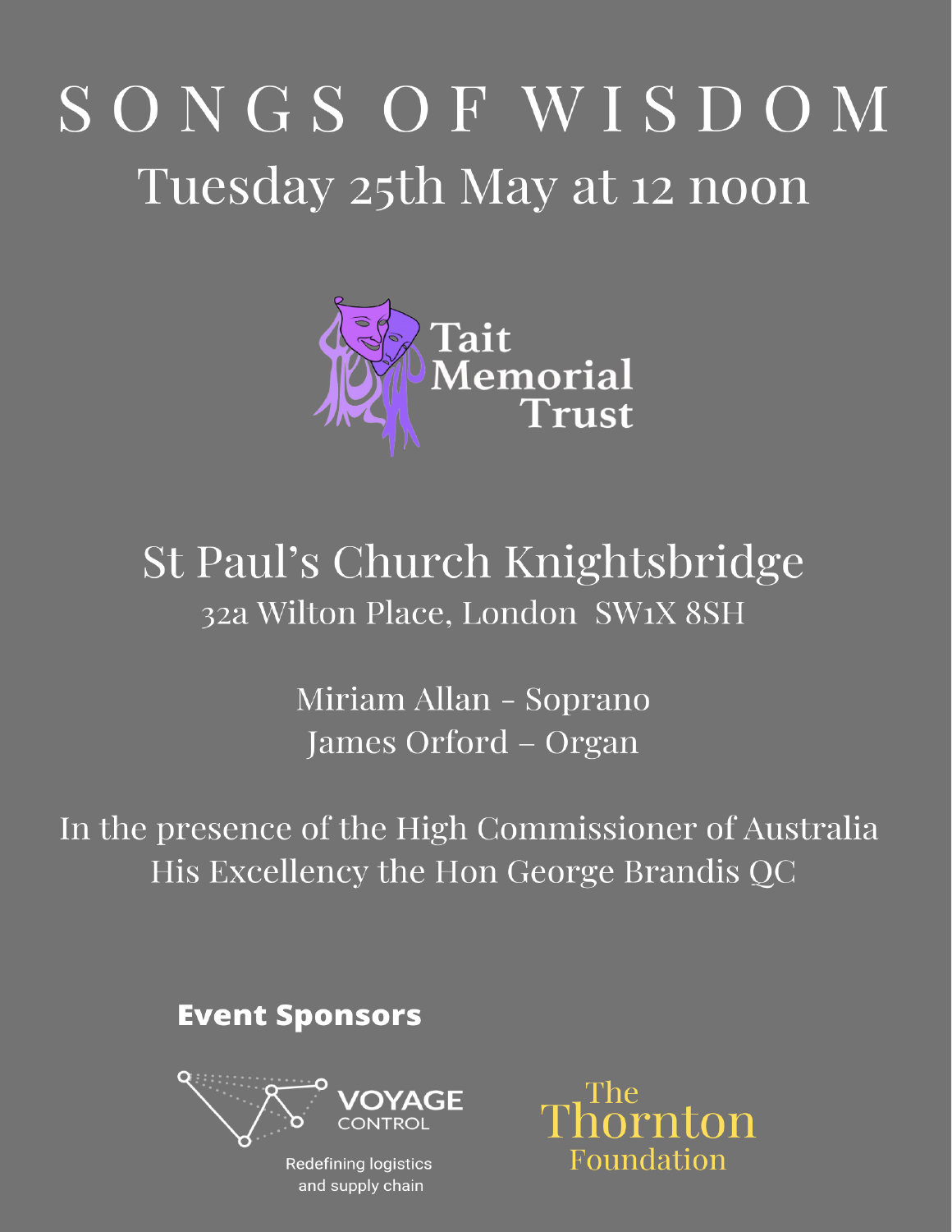# SONGS OF WISDOM

## Tuesday 25th May at 12 noon

Tait Memorial Trust

## St Paul's Church Knightsbridge

32a Wilton Place, London SW1X 8SH

Miriam Allan - Soprano

James Orford – Organ

In the presence of the High Commissioner of Australia

His Excellency the Hon George Brandis QC

**Event Sponsors**

VOYAGE CONTROL

Redefining logistics and supply chain

The Thornton Foundation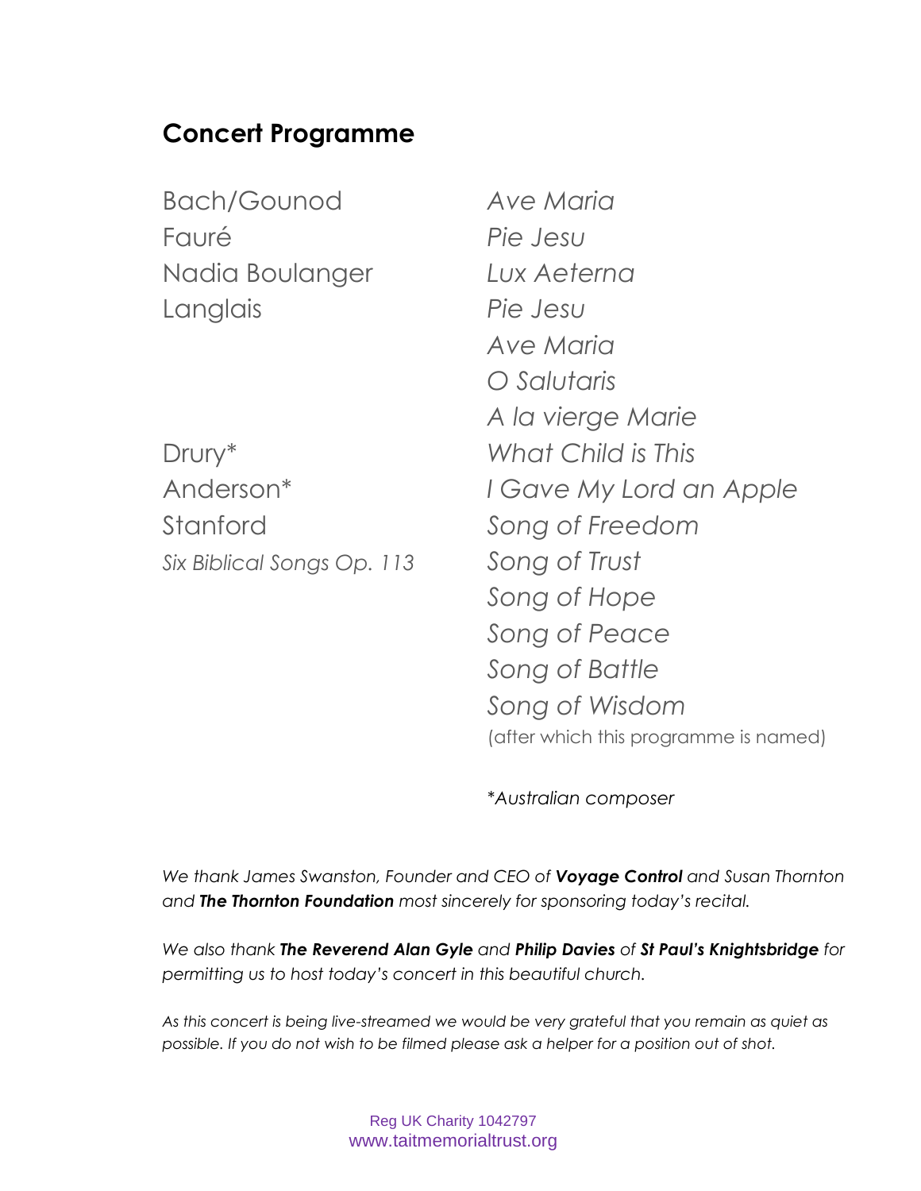## Concert Programme

| | |
|---|---|
| Bach/Gounod | *Ave Maria* |
| Fauré | *Pie Jesu* |
| Nadia Boulanger | *Lux Aeterna* |
| Langlais | *Pie Jesu* |
| | *Ave Maria* |
| | *O Salutaris* |
| | *A la vierge Marie* |
| Drury* | *What Child is This* |
| Anderson* | *I Gave My Lord an Apple* |
| Stanford | *Song of Freedom* |
| *Six Biblical Songs Op. 113* | *Song of Trust* |
| | *Song of Hope* |
| | *Song of Peace* |
| | *Song of Battle* |
| | *Song of Wisdom* |
| | (after which this programme is named) |

*Australian composer

*We thank James Swanston, Founder and CEO of **Voyage Control** and Susan Thornton and **The Thornton Foundation** most sincerely for sponsoring today's recital.*

*We also thank **The Reverend Alan Gyle** and **Philip Davies** of **St Paul's Knightsbridge** for permitting us to host today's concert in this beautiful church.*

*As this concert is being live-streamed we would be very grateful that you remain as quiet as possible. If you do not wish to be filmed please ask a helper for a position out of shot.*

Reg UK Charity 1042797
www.taitmemorialtrust.org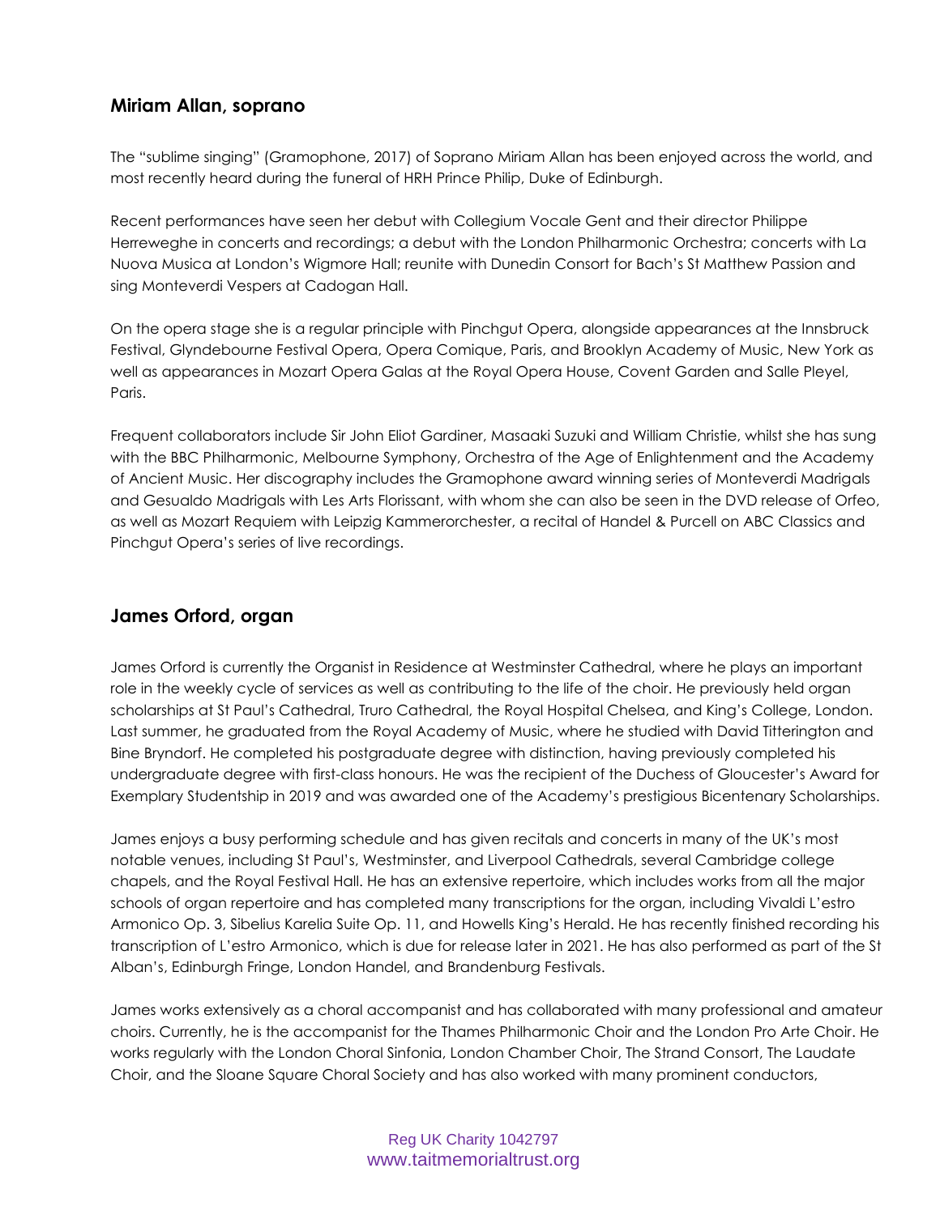## Miriam Allan, soprano

The "sublime singing" (Gramophone, 2017) of Soprano Miriam Allan has been enjoyed across the world, and most recently heard during the funeral of HRH Prince Philip, Duke of Edinburgh.

Recent performances have seen her debut with Collegium Vocale Gent and their director Philippe Herreweghe in concerts and recordings; a debut with the London Philharmonic Orchestra; concerts with La Nuova Musica at London's Wigmore Hall; reunite with Dunedin Consort for Bach's St Matthew Passion and sing Monteverdi Vespers at Cadogan Hall.

On the opera stage she is a regular principle with Pinchgut Opera, alongside appearances at the Innsbruck Festival, Glyndebourne Festival Opera, Opera Comique, Paris, and Brooklyn Academy of Music, New York as well as appearances in Mozart Opera Galas at the Royal Opera House, Covent Garden and Salle Pleyel, Paris.

Frequent collaborators include Sir John Eliot Gardiner, Masaaki Suzuki and William Christie, whilst she has sung with the BBC Philharmonic, Melbourne Symphony, Orchestra of the Age of Enlightenment and the Academy of Ancient Music. Her discography includes the Gramophone award winning series of Monteverdi Madrigals and Gesualdo Madrigals with Les Arts Florissant, with whom she can also be seen in the DVD release of Orfeo, as well as Mozart Requiem with Leipzig Kammerorchester, a recital of Handel & Purcell on ABC Classics and Pinchgut Opera's series of live recordings.

## James Orford, organ

James Orford is currently the Organist in Residence at Westminster Cathedral, where he plays an important role in the weekly cycle of services as well as contributing to the life of the choir. He previously held organ scholarships at St Paul's Cathedral, Truro Cathedral, the Royal Hospital Chelsea, and King's College, London. Last summer, he graduated from the Royal Academy of Music, where he studied with David Titterington and Bine Bryndorf. He completed his postgraduate degree with distinction, having previously completed his undergraduate degree with first-class honours. He was the recipient of the Duchess of Gloucester's Award for Exemplary Studentship in 2019 and was awarded one of the Academy's prestigious Bicentenary Scholarships.

James enjoys a busy performing schedule and has given recitals and concerts in many of the UK's most notable venues, including St Paul's, Westminster, and Liverpool Cathedrals, several Cambridge college chapels, and the Royal Festival Hall. He has an extensive repertoire, which includes works from all the major schools of organ repertoire and has completed many transcriptions for the organ, including Vivaldi L'estro Armonico Op. 3, Sibelius Karelia Suite Op. 11, and Howells King's Herald. He has recently finished recording his transcription of L'estro Armonico, which is due for release later in 2021. He has also performed as part of the St Alban's, Edinburgh Fringe, London Handel, and Brandenburg Festivals.

James works extensively as a choral accompanist and has collaborated with many professional and amateur choirs. Currently, he is the accompanist for the Thames Philharmonic Choir and the London Pro Arte Choir. He works regularly with the London Choral Sinfonia, London Chamber Choir, The Strand Consort, The Laudate Choir, and the Sloane Square Choral Society and has also worked with many prominent conductors,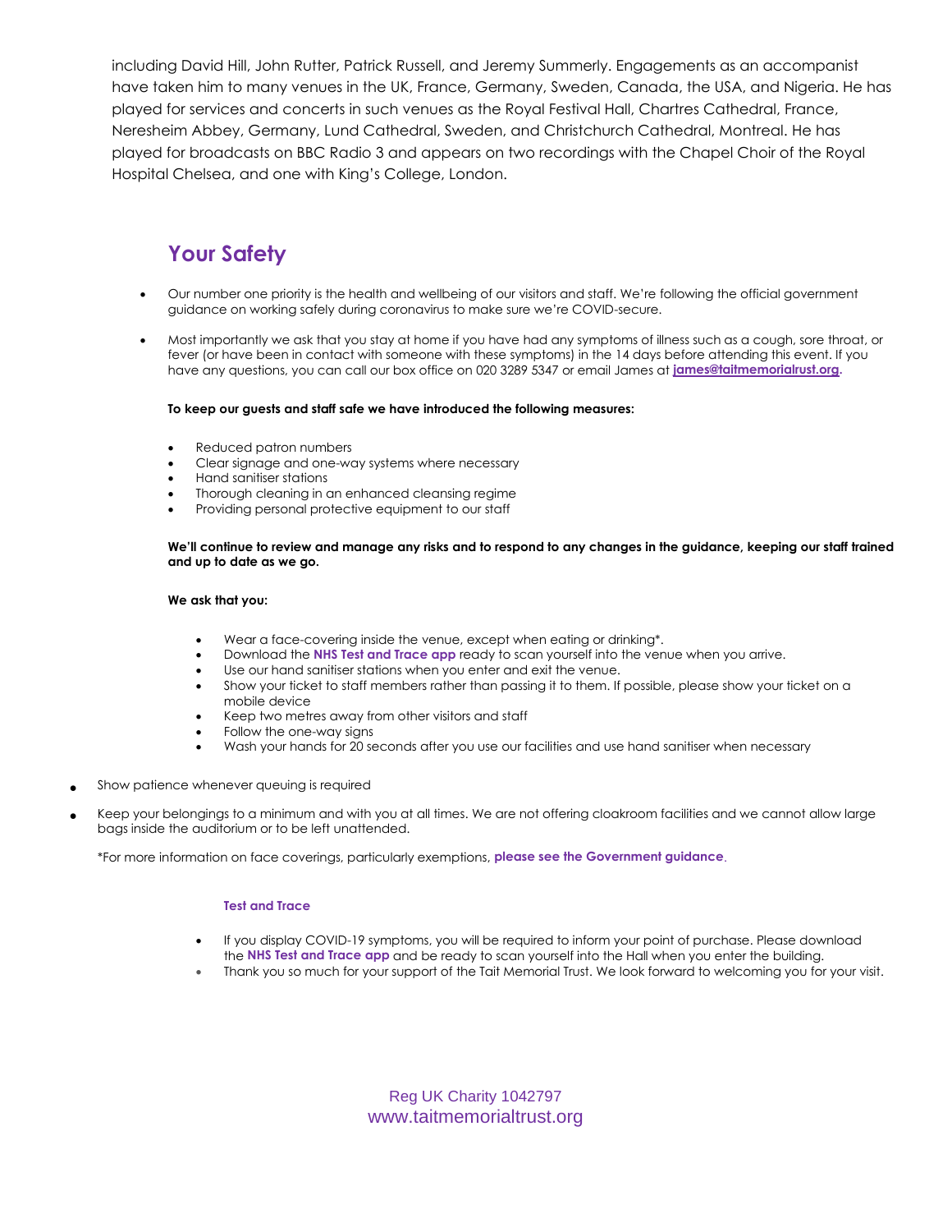including David Hill, John Rutter, Patrick Russell, and Jeremy Summerly. Engagements as an accompanist have taken him to many venues in the UK, France, Germany, Sweden, Canada, the USA, and Nigeria. He has played for services and concerts in such venues as the Royal Festival Hall, Chartres Cathedral, France, Neresheim Abbey, Germany, Lund Cathedral, Sweden, and Christchurch Cathedral, Montreal. He has played for broadcasts on BBC Radio 3 and appears on two recordings with the Chapel Choir of the Royal Hospital Chelsea, and one with King's College, London.

## Your Safety

- Our number one priority is the health and wellbeing of our visitors and staff. We're following the official government guidance on working safely during coronavirus to make sure we're COVID-secure.
- Most importantly we ask that you stay at home if you have had any symptoms of illness such as a cough, sore throat, or fever (or have been in contact with someone with these symptoms) in the 14 days before attending this event. If you have any questions, you can call our box office on 020 3289 5347 or email James at **james@taitmemorialrust.org**.

**To keep our guests and staff safe we have introduced the following measures:**

- Reduced patron numbers
- Clear signage and one-way systems where necessary
- Hand sanitiser stations
- Thorough cleaning in an enhanced cleansing regime
- Providing personal protective equipment to our staff

**We'll continue to review and manage any risks and to respond to any changes in the guidance, keeping our staff trained and up to date as we go.**

**We ask that you:**

- Wear a face-covering inside the venue, except when eating or drinking*.
- Download the **NHS Test and Trace app** ready to scan yourself into the venue when you arrive.
- Use our hand sanitiser stations when you enter and exit the venue.
- Show your ticket to staff members rather than passing it to them. If possible, please show your ticket on a mobile device
- Keep two metres away from other visitors and staff
- Follow the one-way signs
- Wash your hands for 20 seconds after you use our facilities and use hand sanitiser when necessary
- Show patience whenever queuing is required
- Keep your belongings to a minimum and with you at all times. We are not offering cloakroom facilities and we cannot allow large bags inside the auditorium or to be left unattended.

*For more information on face coverings, particularly exemptions, **please see the Government guidance**.

### Test and Trace

- If you display COVID-19 symptoms, you will be required to inform your point of purchase. Please download the **NHS Test and Trace app** and be ready to scan yourself into the Hall when you enter the building.
- Thank you so much for your support of the Tait Memorial Trust. We look forward to welcoming you for your visit.

Reg UK Charity 1042797
www.taitmemorialtrust.org